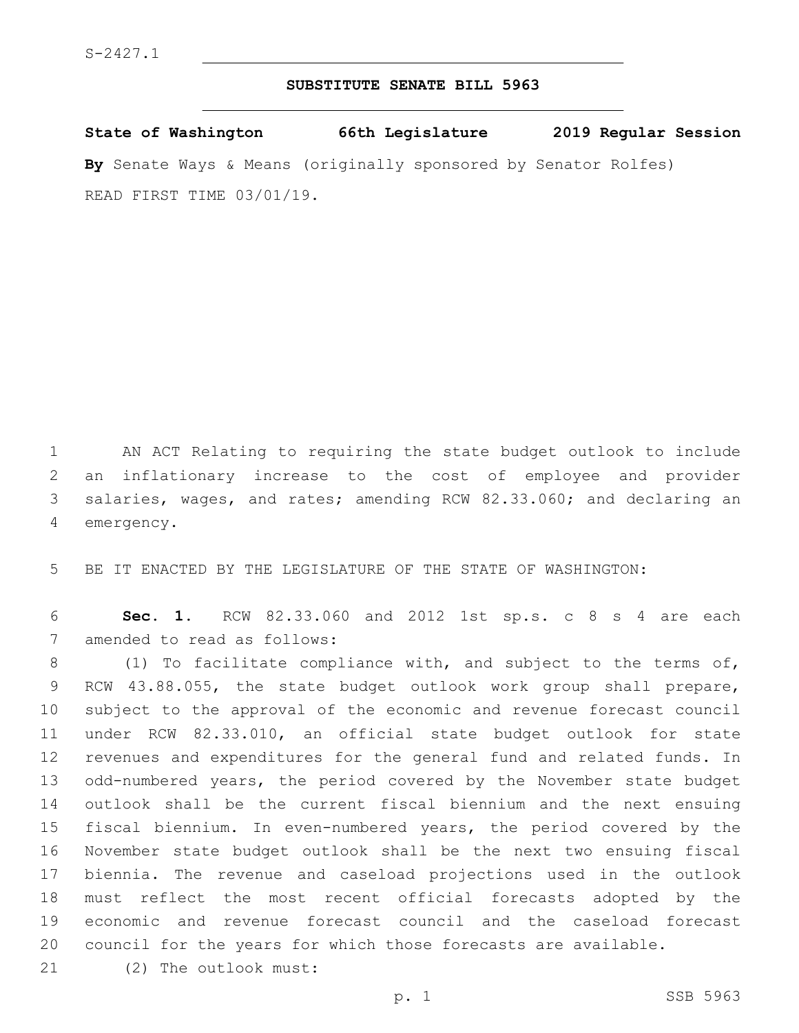S-2427.1

## SUBSTITUTE SENATE BILL 5963

**State of Washington 66th Legislature 2019 Regular Session**

**By** Senate Ways & Means (originally sponsored by Senator Rolfes)

READ FIRST TIME 03/01/19.

AN ACT Relating to requiring the state budget outlook to include an inflationary increase to the cost of employee and provider salaries, wages, and rates; amending RCW 82.33.060; and declaring an emergency.

BE IT ENACTED BY THE LEGISLATURE OF THE STATE OF WASHINGTON:

**Sec. 1.** RCW 82.33.060 and 2012 1st sp.s. c 8 s 4 are each amended to read as follows:

(1) To facilitate compliance with, and subject to the terms of, RCW 43.88.055, the state budget outlook work group shall prepare, subject to the approval of the economic and revenue forecast council under RCW 82.33.010, an official state budget outlook for state revenues and expenditures for the general fund and related funds. In odd-numbered years, the period covered by the November state budget outlook shall be the current fiscal biennium and the next ensuing fiscal biennium. In even-numbered years, the period covered by the November state budget outlook shall be the next two ensuing fiscal biennia. The revenue and caseload projections used in the outlook must reflect the most recent official forecasts adopted by the economic and revenue forecast council and the caseload forecast council for the years for which those forecasts are available.

(2) The outlook must: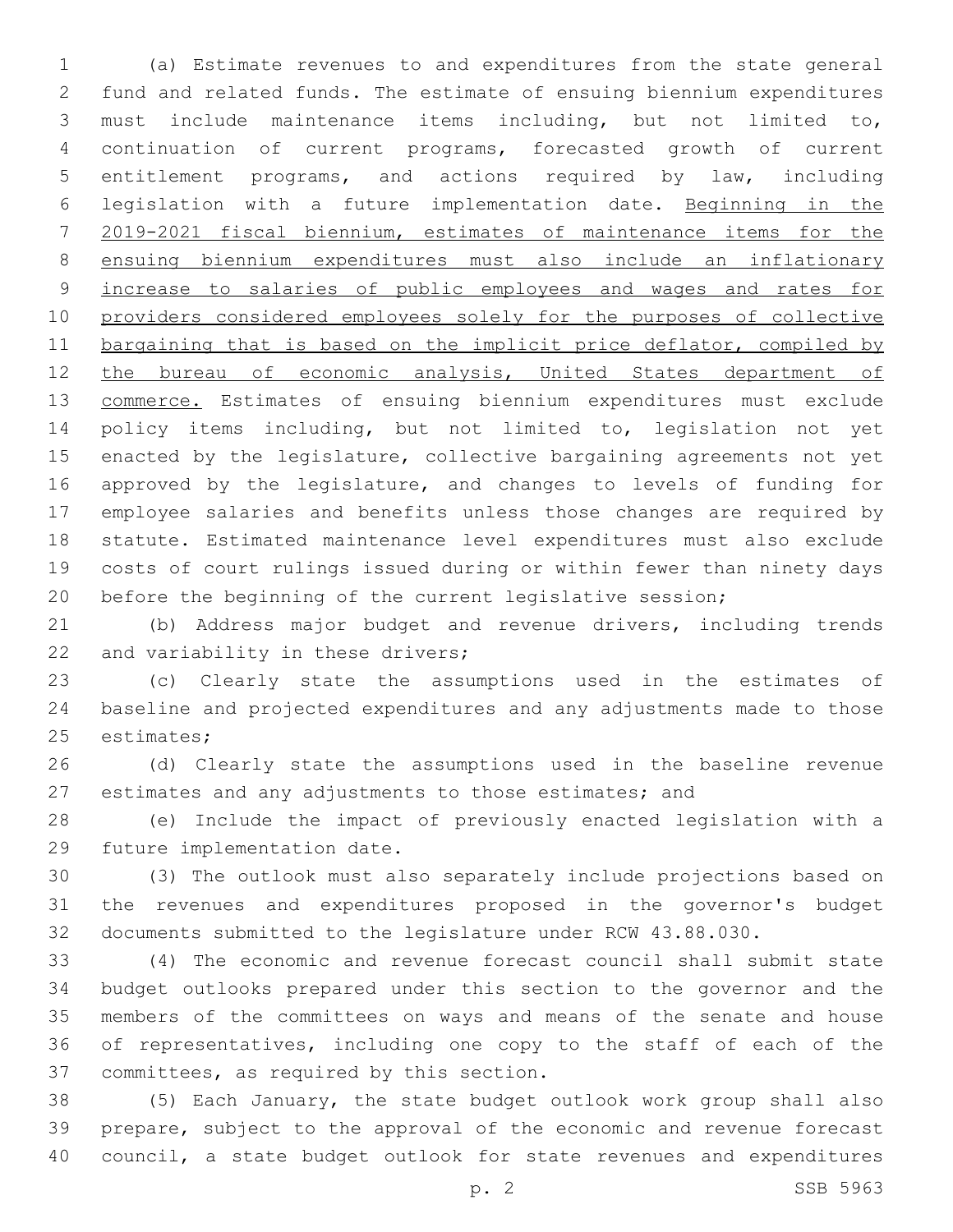(a) Estimate revenues to and expenditures from the state general fund and related funds. The estimate of ensuing biennium expenditures must include maintenance items including, but not limited to, continuation of current programs, forecasted growth of current entitlement programs, and actions required by law, including legislation with a future implementation date. <u>Beginning in the 2019-2021 fiscal biennium, estimates of maintenance items for the ensuing biennium expenditures must also include an inflationary increase to salaries of public employees and wages and rates for providers considered employees solely for the purposes of collective bargaining that is based on the implicit price deflator, compiled by the bureau of economic analysis, United States department of commerce.</u> Estimates of ensuing biennium expenditures must exclude policy items including, but not limited to, legislation not yet enacted by the legislature, collective bargaining agreements not yet approved by the legislature, and changes to levels of funding for employee salaries and benefits unless those changes are required by statute. Estimated maintenance level expenditures must also exclude costs of court rulings issued during or within fewer than ninety days before the beginning of the current legislative session;

(b) Address major budget and revenue drivers, including trends and variability in these drivers;

(c) Clearly state the assumptions used in the estimates of baseline and projected expenditures and any adjustments made to those estimates;

(d) Clearly state the assumptions used in the baseline revenue estimates and any adjustments to those estimates; and

(e) Include the impact of previously enacted legislation with a future implementation date.

(3) The outlook must also separately include projections based on the revenues and expenditures proposed in the governor's budget documents submitted to the legislature under RCW 43.88.030.

(4) The economic and revenue forecast council shall submit state budget outlooks prepared under this section to the governor and the members of the committees on ways and means of the senate and house of representatives, including one copy to the staff of each of the committees, as required by this section.

(5) Each January, the state budget outlook work group shall also prepare, subject to the approval of the economic and revenue forecast council, a state budget outlook for state revenues and expenditures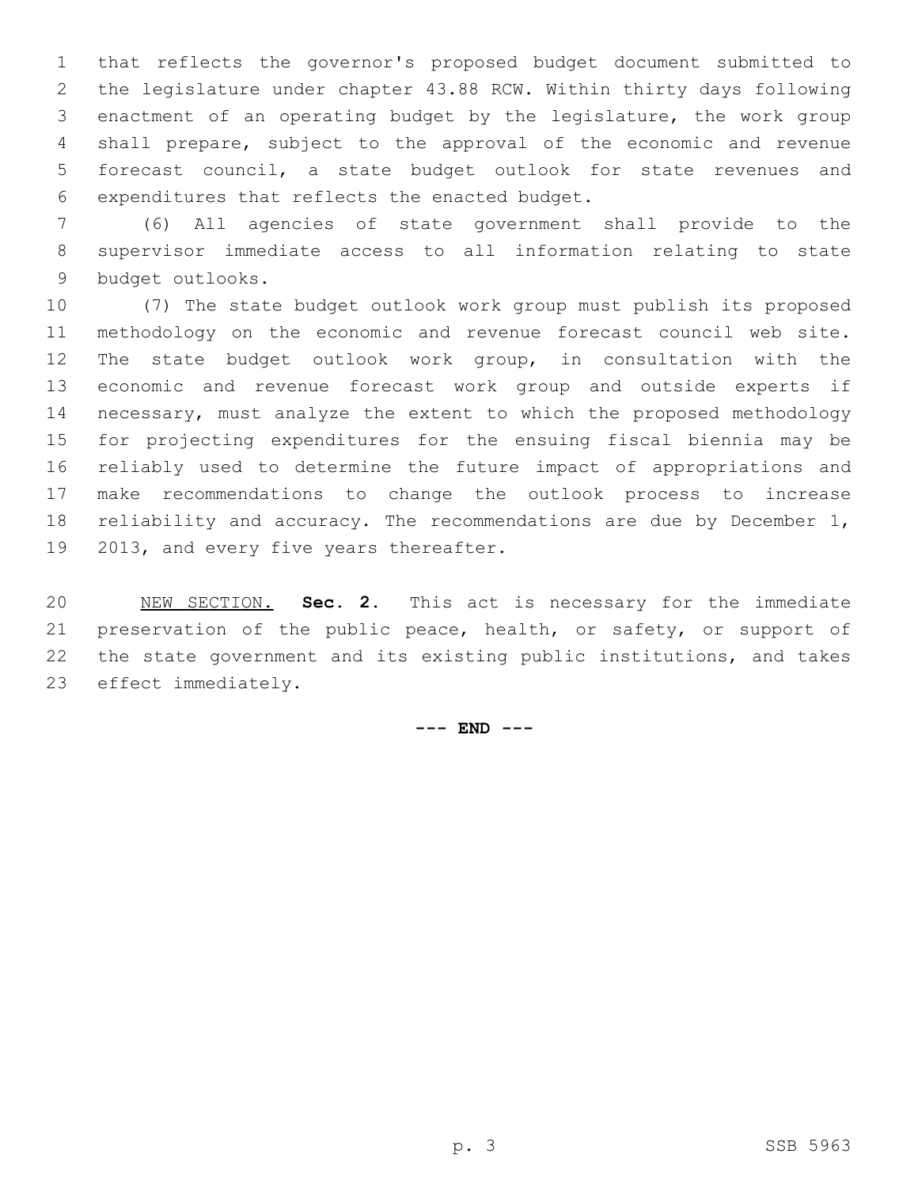that reflects the governor's proposed budget document submitted to the legislature under chapter 43.88 RCW. Within thirty days following enactment of an operating budget by the legislature, the work group shall prepare, subject to the approval of the economic and revenue forecast council, a state budget outlook for state revenues and expenditures that reflects the enacted budget.

(6) All agencies of state government shall provide to the supervisor immediate access to all information relating to state budget outlooks.

(7) The state budget outlook work group must publish its proposed methodology on the economic and revenue forecast council web site. The state budget outlook work group, in consultation with the economic and revenue forecast work group and outside experts if necessary, must analyze the extent to which the proposed methodology for projecting expenditures for the ensuing fiscal biennia may be reliably used to determine the future impact of appropriations and make recommendations to change the outlook process to increase reliability and accuracy. The recommendations are due by December 1, 2013, and every five years thereafter.

NEW SECTION. **Sec. 2.** This act is necessary for the immediate preservation of the public peace, health, or safety, or support of the state government and its existing public institutions, and takes effect immediately.

**--- END ---**